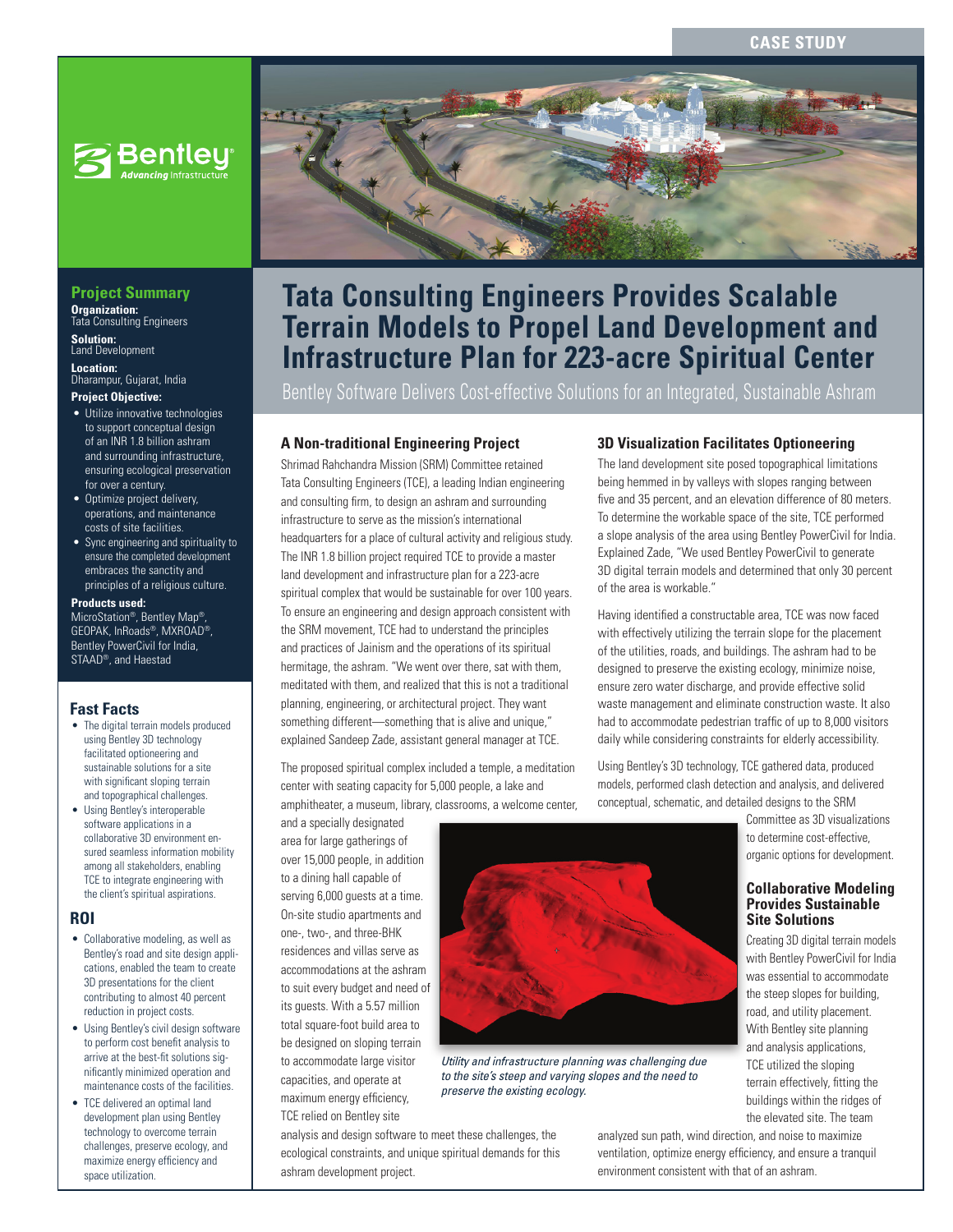CASE STUDY

# Tata Consulting Engineers Provides Scalable Terrain Models to Propel Land Development and Infrastructure Plan for 223-acre Spiritual Center

Bentley Software Delivers Cost-effective Solutions for an Integrated, Sustainable Ashram

## Project Summary

**Organization:**
Tata Consulting Engineers

**Solution:**
Land Development

**Location:**
Dharampur, Gujarat, India

**Project Objective:**

- Utilize innovative technologies to support conceptual design of an INR 1.8 billion ashram and surrounding infrastructure, ensuring ecological preservation for over a century.
- Optimize project delivery, operations, and maintenance costs of site facilities.
- Sync engineering and spirituality to ensure the completed development embraces the sanctity and principles of a religious culture.

**Products used:**
MicroStation®, Bentley Map®, GEOPAK, InRoads®, MXROAD®, Bentley PowerCivil for India, STAAD®, and Haestad

## Fast Facts

- The digital terrain models produced using Bentley 3D technology facilitated optioneering and sustainable solutions for a site with significant sloping terrain and topographical challenges.
- Using Bentley's interoperable software applications in a collaborative 3D environment ensured seamless information mobility among all stakeholders, enabling TCE to integrate engineering with the client's spiritual aspirations.

## ROI

- Collaborative modeling, as well as Bentley's road and site design applications, enabled the team to create 3D presentations for the client contributing to almost 40 percent reduction in project costs.
- Using Bentley's civil design software to perform cost benefit analysis to arrive at the best-fit solutions significantly minimized operation and maintenance costs of the facilities.
- TCE delivered an optimal land development plan using Bentley technology to overcome terrain challenges, preserve ecology, and maximize energy efficiency and space utilization.

## A Non-traditional Engineering Project

Shrimad Rahchandra Mission (SRM) Committee retained Tata Consulting Engineers (TCE), a leading Indian engineering and consulting firm, to design an ashram and surrounding infrastructure to serve as the mission's international headquarters for a place of cultural activity and religious study. The INR 1.8 billion project required TCE to provide a master land development and infrastructure plan for a 223-acre spiritual complex that would be sustainable for over 100 years. To ensure an engineering and design approach consistent with the SRM movement, TCE had to understand the principles and practices of Jainism and the operations of its spiritual hermitage, the ashram. "We went over there, sat with them, meditated with them, and realized that this is not a traditional planning, engineering, or architectural project. They want something different—something that is alive and unique," explained Sandeep Zade, assistant general manager at TCE.

The proposed spiritual complex included a temple, a meditation center with seating capacity for 5,000 people, a lake and amphitheater, a museum, library, classrooms, a welcome center, and a specially designated area for large gatherings of over 15,000 people, in addition to a dining hall capable of serving 6,000 guests at a time. On-site studio apartments and one-, two-, and three-BHK residences and villas serve as accommodations at the ashram to suit every budget and need of its guests. With a 5.57 million total square-foot build area to be designed on sloping terrain to accommodate large visitor capacities, and operate at maximum energy efficiency, TCE relied on Bentley site analysis and design software to meet these challenges, the ecological constraints, and unique spiritual demands for this ashram development project.

*Utility and infrastructure planning was challenging due to the site's steep and varying slopes and the need to preserve the existing ecology.*

## 3D Visualization Facilitates Optioneering

The land development site posed topographical limitations being hemmed in by valleys with slopes ranging between five and 35 percent, and an elevation difference of 80 meters. To determine the workable space of the site, TCE performed a slope analysis of the area using Bentley PowerCivil for India. Explained Zade, "We used Bentley PowerCivil to generate 3D digital terrain models and determined that only 30 percent of the area is workable."

Having identified a constructable area, TCE was now faced with effectively utilizing the terrain slope for the placement of the utilities, roads, and buildings. The ashram had to be designed to preserve the existing ecology, minimize noise, ensure zero water discharge, and provide effective solid waste management and eliminate construction waste. It also had to accommodate pedestrian traffic of up to 8,000 visitors daily while considering constraints for elderly accessibility.

Using Bentley's 3D technology, TCE gathered data, produced models, performed clash detection and analysis, and delivered conceptual, schematic, and detailed designs to the SRM Committee as 3D visualizations to determine cost-effective, organic options for development.

## Collaborative Modeling Provides Sustainable Site Solutions

Creating 3D digital terrain models with Bentley PowerCivil for India was essential to accommodate the steep slopes for building, road, and utility placement. With Bentley site planning and analysis applications, TCE utilized the sloping terrain effectively, fitting the buildings within the ridges of the elevated site. The team analyzed sun path, wind direction, and noise to maximize ventilation, optimize energy efficiency, and ensure a tranquil environment consistent with that of an ashram.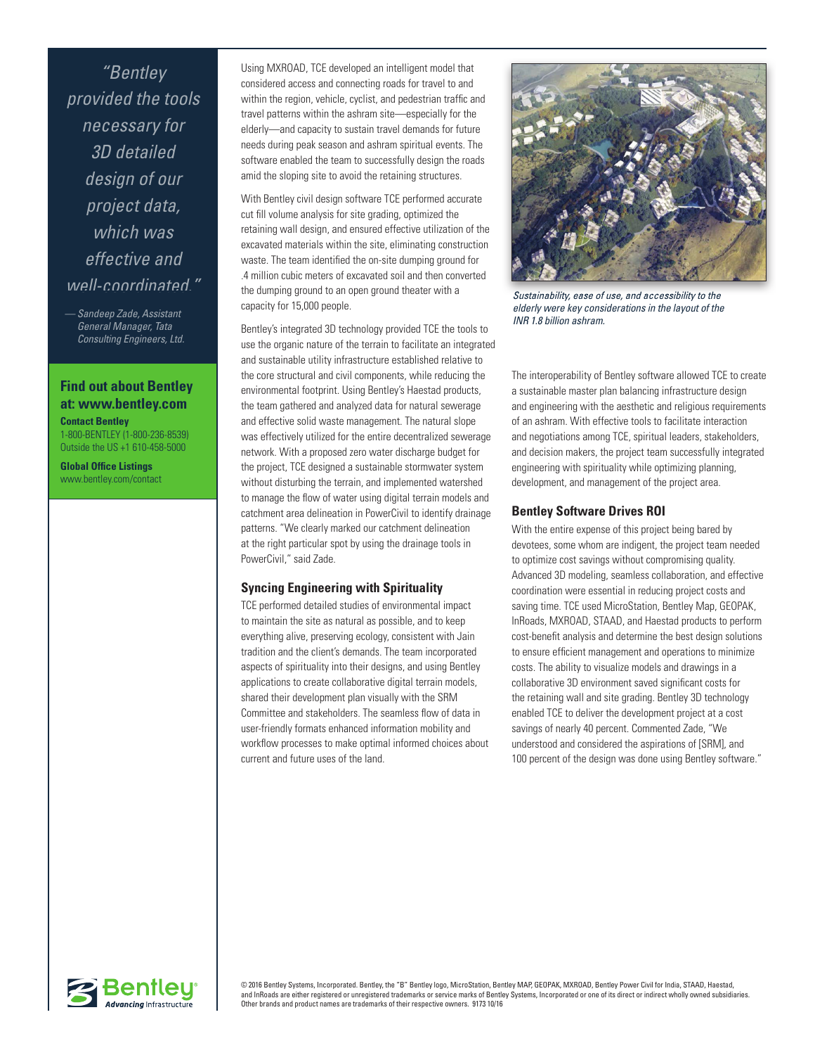*"Bentley provided the tools necessary for 3D detailed design of our project data, which was effective and well-coordinated."*

*— Sandeep Zade, Assistant General Manager, Tata Consulting Engineers, Ltd.*

**Find out about Bentley at: www.bentley.com**

**Contact Bentley**
1-800-BENTLEY (1-800-236-8539)
Outside the US +1 610-458-5000

**Global Office Listings**
www.bentley.com/contact

Using MXROAD, TCE developed an intelligent model that considered access and connecting roads for travel to and within the region, vehicle, cyclist, and pedestrian traffic and travel patterns within the ashram site—especially for the elderly—and capacity to sustain travel demands for future needs during peak season and ashram spiritual events. The software enabled the team to successfully design the roads amid the sloping site to avoid the retaining structures.

With Bentley civil design software TCE performed accurate cut fill volume analysis for site grading, optimized the retaining wall design, and ensured effective utilization of the excavated materials within the site, eliminating construction waste. The team identified the on-site dumping ground for .4 million cubic meters of excavated soil and then converted the dumping ground to an open ground theater with a capacity for 15,000 people.

Bentley's integrated 3D technology provided TCE the tools to use the organic nature of the terrain to facilitate an integrated and sustainable utility infrastructure established relative to the core structural and civil components, while reducing the environmental footprint. Using Bentley's Haestad products, the team gathered and analyzed data for natural sewerage and effective solid waste management. The natural slope was effectively utilized for the entire decentralized sewerage network. With a proposed zero water discharge budget for the project, TCE designed a sustainable stormwater system without disturbing the terrain, and implemented watershed to manage the flow of water using digital terrain models and catchment area delineation in PowerCivil to identify drainage patterns. "We clearly marked our catchment delineation at the right particular spot by using the drainage tools in PowerCivil," said Zade.

### Syncing Engineering with Spirituality

TCE performed detailed studies of environmental impact to maintain the site as natural as possible, and to keep everything alive, preserving ecology, consistent with Jain tradition and the client's demands. The team incorporated aspects of spirituality into their designs, and using Bentley applications to create collaborative digital terrain models, shared their development plan visually with the SRM Committee and stakeholders. The seamless flow of data in user-friendly formats enhanced information mobility and workflow processes to make optimal informed choices about current and future uses of the land.

*Sustainability, ease of use, and accessibility to the elderly were key considerations in the layout of the INR 1.8 billion ashram.*

The interoperability of Bentley software allowed TCE to create a sustainable master plan balancing infrastructure design and engineering with the aesthetic and religious requirements of an ashram. With effective tools to facilitate interaction and negotiations among TCE, spiritual leaders, stakeholders, and decision makers, the project team successfully integrated engineering with spirituality while optimizing planning, development, and management of the project area.

### Bentley Software Drives ROI

With the entire expense of this project being bared by devotees, some whom are indigent, the project team needed to optimize cost savings without compromising quality. Advanced 3D modeling, seamless collaboration, and effective coordination were essential in reducing project costs and saving time. TCE used MicroStation, Bentley Map, GEOPAK, InRoads, MXROAD, STAAD, and Haestad products to perform cost-benefit analysis and determine the best design solutions to ensure efficient management and operations to minimize costs. The ability to visualize models and drawings in a collaborative 3D environment saved significant costs for the retaining wall and site grading. Bentley 3D technology enabled TCE to deliver the development project at a cost savings of nearly 40 percent. Commented Zade, "We understood and considered the aspirations of [SRM], and 100 percent of the design was done using Bentley software."

© 2016 Bentley Systems, Incorporated. Bentley, the "B" Bentley logo, MicroStation, Bentley MAP, GEOPAK, MXROAD, Bentley Power Civil for India, STAAD, Haestad, and InRoads are either registered or unregistered trademarks or service marks of Bentley Systems, Incorporated or one of its direct or indirect wholly owned subsidiaries. Other brands and product names are trademarks of their respective owners. 9173 10/16